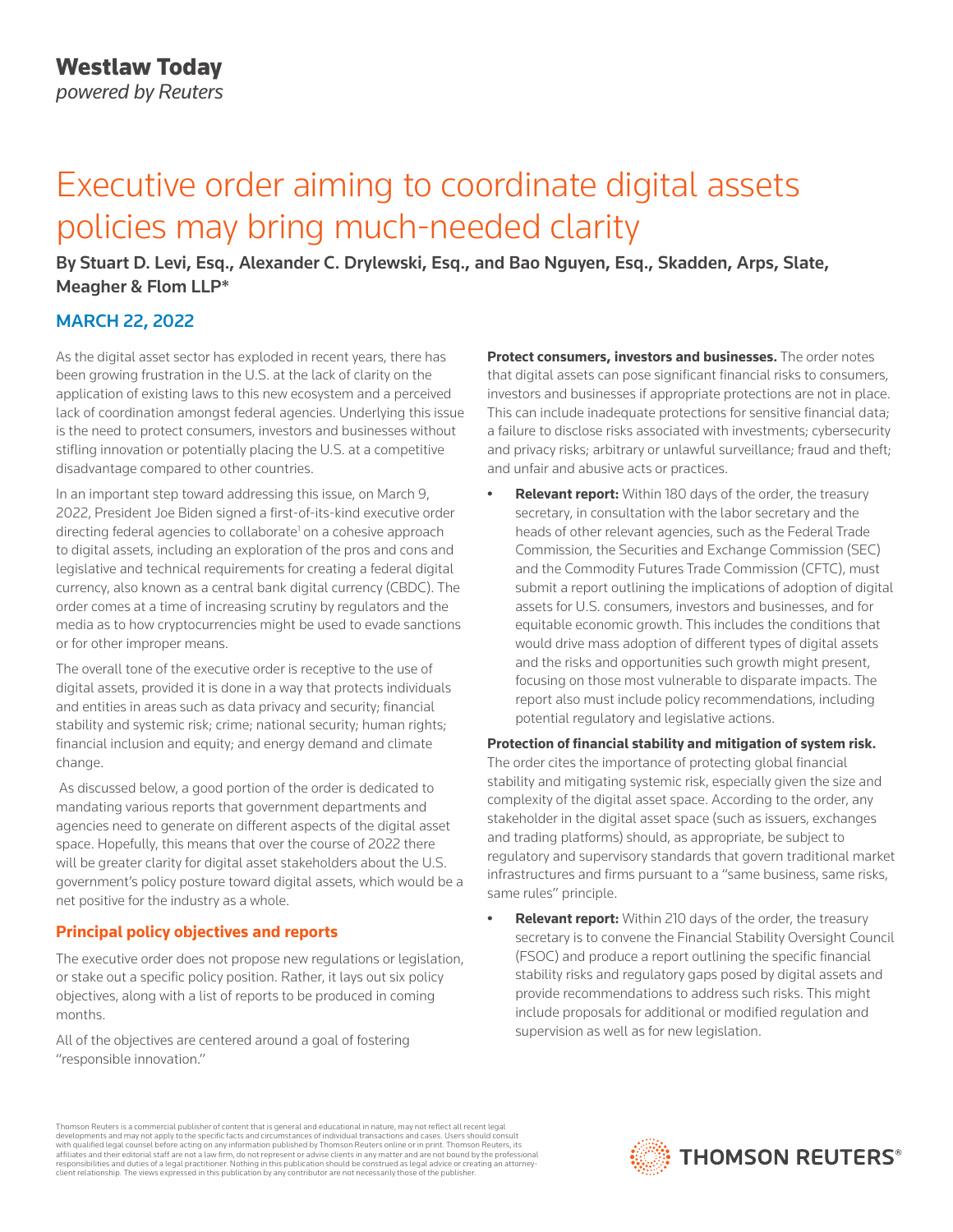# Westlaw Today

*powered by Reuters*

# Executive order aiming to coordinate digital assets policies may bring much-needed clarity

**By Stuart D. Levi, Esq., Alexander C. Drylewski, Esq., and Bao Nguyen, Esq., Skadden, Arps, Slate, Meagher & Flom LLP***

**MARCH 22, 2022**

As the digital asset sector has exploded in recent years, there has been growing frustration in the U.S. at the lack of clarity on the application of existing laws to this new ecosystem and a perceived lack of coordination amongst federal agencies. Underlying this issue is the need to protect consumers, investors and businesses without stifling innovation or potentially placing the U.S. at a competitive disadvantage compared to other countries.

In an important step toward addressing this issue, on March 9, 2022, President Joe Biden signed a first-of-its-kind executive order directing federal agencies to collaborate[1] on a cohesive approach to digital assets, including an exploration of the pros and cons and legislative and technical requirements for creating a federal digital currency, also known as a central bank digital currency (CBDC). The order comes at a time of increasing scrutiny by regulators and the media as to how cryptocurrencies might be used to evade sanctions or for other improper means.

The overall tone of the executive order is receptive to the use of digital assets, provided it is done in a way that protects individuals and entities in areas such as data privacy and security; financial stability and systemic risk; crime; national security; human rights; financial inclusion and equity; and energy demand and climate change.

As discussed below, a good portion of the order is dedicated to mandating various reports that government departments and agencies need to generate on different aspects of the digital asset space. Hopefully, this means that over the course of 2022 there will be greater clarity for digital asset stakeholders about the U.S. government's policy posture toward digital assets, which would be a net positive for the industry as a whole.

## Principal policy objectives and reports

The executive order does not propose new regulations or legislation, or stake out a specific policy position. Rather, it lays out six policy objectives, along with a list of reports to be produced in coming months.

All of the objectives are centered around a goal of fostering "responsible innovation."

**Protect consumers, investors and businesses.** The order notes that digital assets can pose significant financial risks to consumers, investors and businesses if appropriate protections are not in place. This can include inadequate protections for sensitive financial data; a failure to disclose risks associated with investments; cybersecurity and privacy risks; arbitrary or unlawful surveillance; fraud and theft; and unfair and abusive acts or practices.

- **Relevant report:** Within 180 days of the order, the treasury secretary, in consultation with the labor secretary and the heads of other relevant agencies, such as the Federal Trade Commission, the Securities and Exchange Commission (SEC) and the Commodity Futures Trade Commission (CFTC), must submit a report outlining the implications of adoption of digital assets for U.S. consumers, investors and businesses, and for equitable economic growth. This includes the conditions that would drive mass adoption of different types of digital assets and the risks and opportunities such growth might present, focusing on those most vulnerable to disparate impacts. The report also must include policy recommendations, including potential regulatory and legislative actions.

**Protection of financial stability and mitigation of system risk.** The order cites the importance of protecting global financial stability and mitigating systemic risk, especially given the size and complexity of the digital asset space. According to the order, any stakeholder in the digital asset space (such as issuers, exchanges and trading platforms) should, as appropriate, be subject to regulatory and supervisory standards that govern traditional market infrastructures and firms pursuant to a "same business, same risks, same rules" principle.

- **Relevant report:** Within 210 days of the order, the treasury secretary is to convene the Financial Stability Oversight Council (FSOC) and produce a report outlining the specific financial stability risks and regulatory gaps posed by digital assets and provide recommendations to address such risks. This might include proposals for additional or modified regulation and supervision as well as for new legislation.

Thomson Reuters is a commercial publisher of content that is general and educational in nature, may not reflect all recent legal developments and may not apply to the specific facts and circumstances of individual transactions and cases. Users should consult with qualified legal counsel before acting on any information published by Thomson Reuters online or in print. Thomson Reuters, its affiliates and their editorial staff are not a law firm, do not represent or advise clients in any matter and are not bound by the professional responsibilities and duties of a legal practitioner. Nothing in this publication should be construed as legal advice or creating an attorney-client relationship. The views expressed in this publication by any contributor are not necessarily those of the publisher.

THOMSON REUTERS®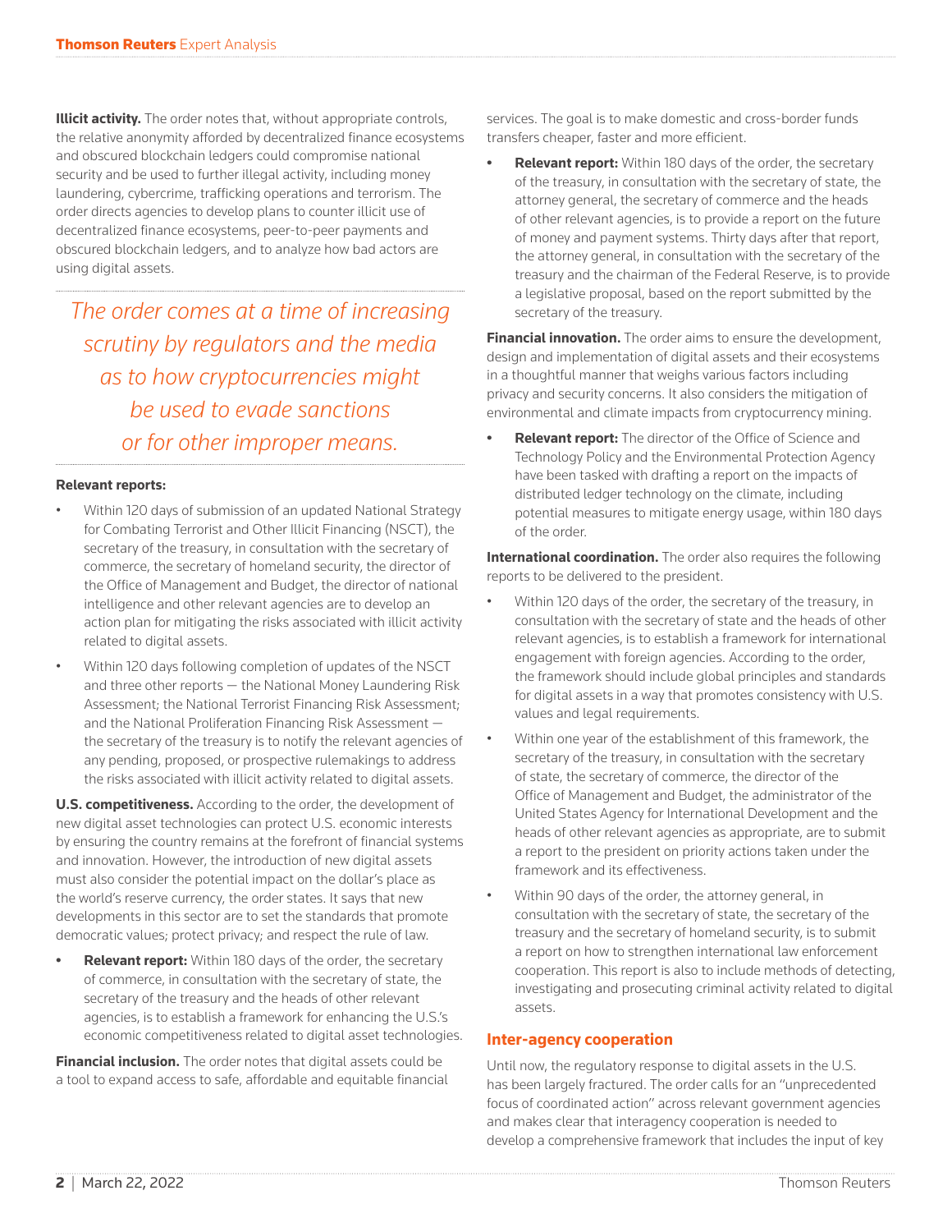**Illicit activity.** The order notes that, without appropriate controls, the relative anonymity afforded by decentralized finance ecosystems and obscured blockchain ledgers could compromise national security and be used to further illegal activity, including money laundering, cybercrime, trafficking operations and terrorism. The order directs agencies to develop plans to counter illicit use of decentralized finance ecosystems, peer-to-peer payments and obscured blockchain ledgers, and to analyze how bad actors are using digital assets.

*The order comes at a time of increasing scrutiny by regulators and the media as to how cryptocurrencies might be used to evade sanctions or for other improper means.*

**Relevant reports:**

- Within 120 days of submission of an updated National Strategy for Combating Terrorist and Other Illicit Financing (NSCT), the secretary of the treasury, in consultation with the secretary of commerce, the secretary of homeland security, the director of the Office of Management and Budget, the director of national intelligence and other relevant agencies are to develop an action plan for mitigating the risks associated with illicit activity related to digital assets.
- Within 120 days following completion of updates of the NSCT and three other reports — the National Money Laundering Risk Assessment; the National Terrorist Financing Risk Assessment; and the National Proliferation Financing Risk Assessment — the secretary of the treasury is to notify the relevant agencies of any pending, proposed, or prospective rulemakings to address the risks associated with illicit activity related to digital assets.

**U.S. competitiveness.** According to the order, the development of new digital asset technologies can protect U.S. economic interests by ensuring the country remains at the forefront of financial systems and innovation. However, the introduction of new digital assets must also consider the potential impact on the dollar's place as the world's reserve currency, the order states. It says that new developments in this sector are to set the standards that promote democratic values; protect privacy; and respect the rule of law.

- **Relevant report:** Within 180 days of the order, the secretary of commerce, in consultation with the secretary of state, the secretary of the treasury and the heads of other relevant agencies, is to establish a framework for enhancing the U.S.'s economic competitiveness related to digital asset technologies.

**Financial inclusion.** The order notes that digital assets could be a tool to expand access to safe, affordable and equitable financial services. The goal is to make domestic and cross-border funds transfers cheaper, faster and more efficient.

- **Relevant report:** Within 180 days of the order, the secretary of the treasury, in consultation with the secretary of state, the attorney general, the secretary of commerce and the heads of other relevant agencies, is to provide a report on the future of money and payment systems. Thirty days after that report, the attorney general, in consultation with the secretary of the treasury and the chairman of the Federal Reserve, is to provide a legislative proposal, based on the report submitted by the secretary of the treasury.

**Financial innovation.** The order aims to ensure the development, design and implementation of digital assets and their ecosystems in a thoughtful manner that weighs various factors including privacy and security concerns. It also considers the mitigation of environmental and climate impacts from cryptocurrency mining.

- **Relevant report:** The director of the Office of Science and Technology Policy and the Environmental Protection Agency have been tasked with drafting a report on the impacts of distributed ledger technology on the climate, including potential measures to mitigate energy usage, within 180 days of the order.

**International coordination.** The order also requires the following reports to be delivered to the president.

- Within 120 days of the order, the secretary of the treasury, in consultation with the secretary of state and the heads of other relevant agencies, is to establish a framework for international engagement with foreign agencies. According to the order, the framework should include global principles and standards for digital assets in a way that promotes consistency with U.S. values and legal requirements.
- Within one year of the establishment of this framework, the secretary of the treasury, in consultation with the secretary of state, the secretary of commerce, the director of the Office of Management and Budget, the administrator of the United States Agency for International Development and the heads of other relevant agencies as appropriate, are to submit a report to the president on priority actions taken under the framework and its effectiveness.
- Within 90 days of the order, the attorney general, in consultation with the secretary of state, the secretary of the treasury and the secretary of homeland security, is to submit a report on how to strengthen international law enforcement cooperation. This report is also to include methods of detecting, investigating and prosecuting criminal activity related to digital assets.

## Inter-agency cooperation

Until now, the regulatory response to digital assets in the U.S. has been largely fractured. The order calls for an "unprecedented focus of coordinated action" across relevant government agencies and makes clear that interagency cooperation is needed to develop a comprehensive framework that includes the input of key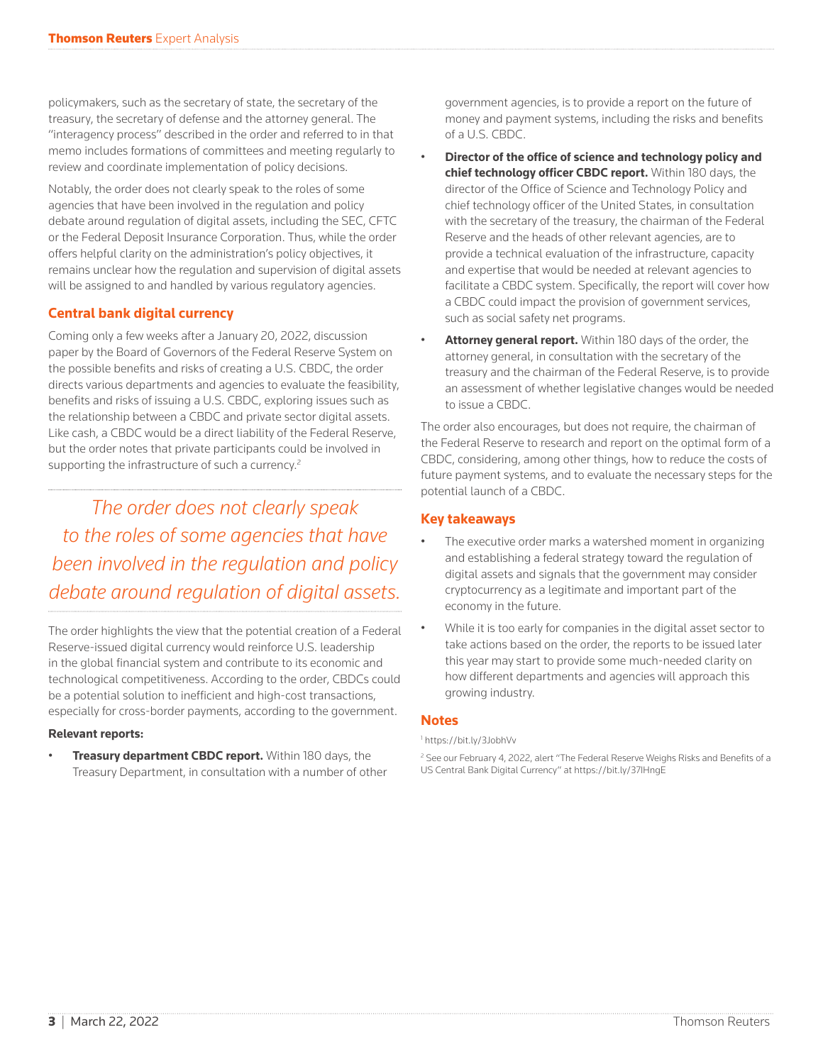policymakers, such as the secretary of state, the secretary of the treasury, the secretary of defense and the attorney general. The "interagency process" described in the order and referred to in that memo includes formations of committees and meeting regularly to review and coordinate implementation of policy decisions.

Notably, the order does not clearly speak to the roles of some agencies that have been involved in the regulation and policy debate around regulation of digital assets, including the SEC, CFTC or the Federal Deposit Insurance Corporation. Thus, while the order offers helpful clarity on the administration's policy objectives, it remains unclear how the regulation and supervision of digital assets will be assigned to and handled by various regulatory agencies.

## Central bank digital currency

Coming only a few weeks after a January 20, 2022, discussion paper by the Board of Governors of the Federal Reserve System on the possible benefits and risks of creating a U.S. CBDC, the order directs various departments and agencies to evaluate the feasibility, benefits and risks of issuing a U.S. CBDC, exploring issues such as the relationship between a CBDC and private sector digital assets. Like cash, a CBDC would be a direct liability of the Federal Reserve, but the order notes that private participants could be involved in supporting the infrastructure of such a currency.[2]

*The order does not clearly speak to the roles of some agencies that have been involved in the regulation and policy debate around regulation of digital assets.*

The order highlights the view that the potential creation of a Federal Reserve-issued digital currency would reinforce U.S. leadership in the global financial system and contribute to its economic and technological competitiveness. According to the order, CBDCs could be a potential solution to inefficient and high-cost transactions, especially for cross-border payments, according to the government.

**Relevant reports:**

- **Treasury department CBDC report.** Within 180 days, the Treasury Department, in consultation with a number of other government agencies, is to provide a report on the future of money and payment systems, including the risks and benefits of a U.S. CBDC.
- **Director of the office of science and technology policy and chief technology officer CBDC report.** Within 180 days, the director of the Office of Science and Technology Policy and chief technology officer of the United States, in consultation with the secretary of the treasury, the chairman of the Federal Reserve and the heads of other relevant agencies, are to provide a technical evaluation of the infrastructure, capacity and expertise that would be needed at relevant agencies to facilitate a CBDC system. Specifically, the report will cover how a CBDC could impact the provision of government services, such as social safety net programs.
- **Attorney general report.** Within 180 days of the order, the attorney general, in consultation with the secretary of the treasury and the chairman of the Federal Reserve, is to provide an assessment of whether legislative changes would be needed to issue a CBDC.

The order also encourages, but does not require, the chairman of the Federal Reserve to research and report on the optimal form of a CBDC, considering, among other things, how to reduce the costs of future payment systems, and to evaluate the necessary steps for the potential launch of a CBDC.

## Key takeaways

- The executive order marks a watershed moment in organizing and establishing a federal strategy toward the regulation of digital assets and signals that the government may consider cryptocurrency as a legitimate and important part of the economy in the future.
- While it is too early for companies in the digital asset sector to take actions based on the order, the reports to be issued later this year may start to provide some much-needed clarity on how different departments and agencies will approach this growing industry.

## Notes

[1] https://bit.ly/3JobhVv

[2] See our February 4, 2022, alert "The Federal Reserve Weighs Risks and Benefits of a US Central Bank Digital Currency" at https://bit.ly/37lHngE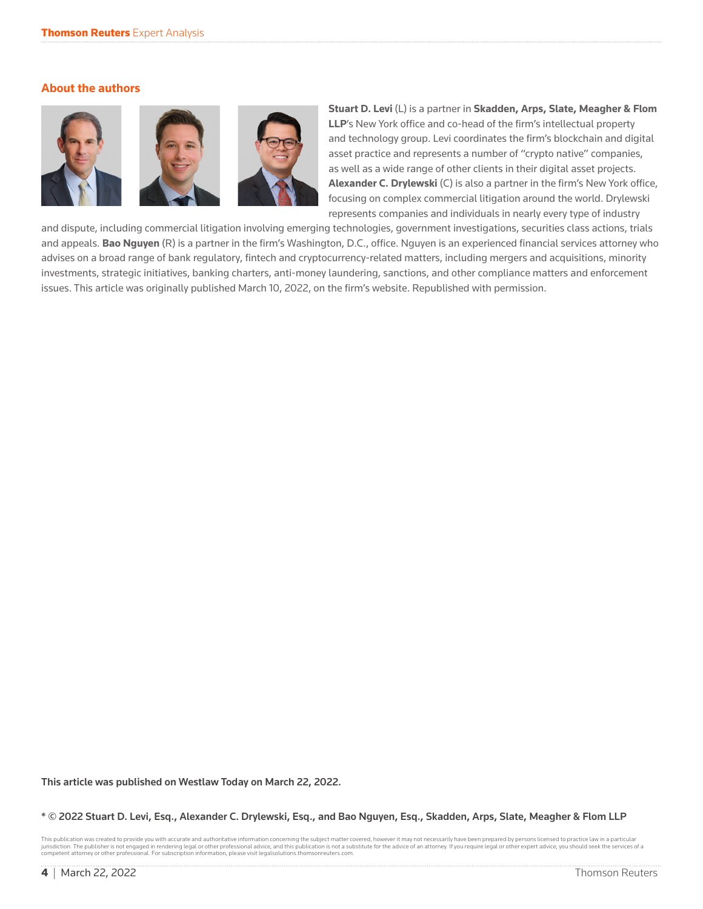### About the authors

**Stuart D. Levi** (L) is a partner in **Skadden, Arps, Slate, Meagher & Flom LLP**'s New York office and co-head of the firm's intellectual property and technology group. Levi coordinates the firm's blockchain and digital asset practice and represents a number of "crypto native" companies, as well as a wide range of other clients in their digital asset projects. **Alexander C. Drylewski** (C) is also a partner in the firm's New York office, focusing on complex commercial litigation around the world. Drylewski represents companies and individuals in nearly every type of industry and dispute, including commercial litigation involving emerging technologies, government investigations, securities class actions, trials and appeals. **Bao Nguyen** (R) is a partner in the firm's Washington, D.C., office. Nguyen is an experienced financial services attorney who advises on a broad range of bank regulatory, fintech and cryptocurrency-related matters, including mergers and acquisitions, minority investments, strategic initiatives, banking charters, anti-money laundering, sanctions, and other compliance matters and enforcement issues. This article was originally published March 10, 2022, on the firm's website. Republished with permission.

**This article was published on Westlaw Today on March 22, 2022.**

**\* © 2022 Stuart D. Levi, Esq., Alexander C. Drylewski, Esq., and Bao Nguyen, Esq., Skadden, Arps, Slate, Meagher & Flom LLP**

This publication was created to provide you with accurate and authoritative information concerning the subject matter covered, however it may not necessarily have been prepared by persons licensed to practice law in a particular jurisdiction. The publisher is not engaged in rendering legal or other professional advice, and this publication is not a substitute for the advice of an attorney. If you require legal or other expert advice, you should seek the services of a competent attorney or other professional. For subscription information, please visit legalsolutions.thomsonreuters.com.